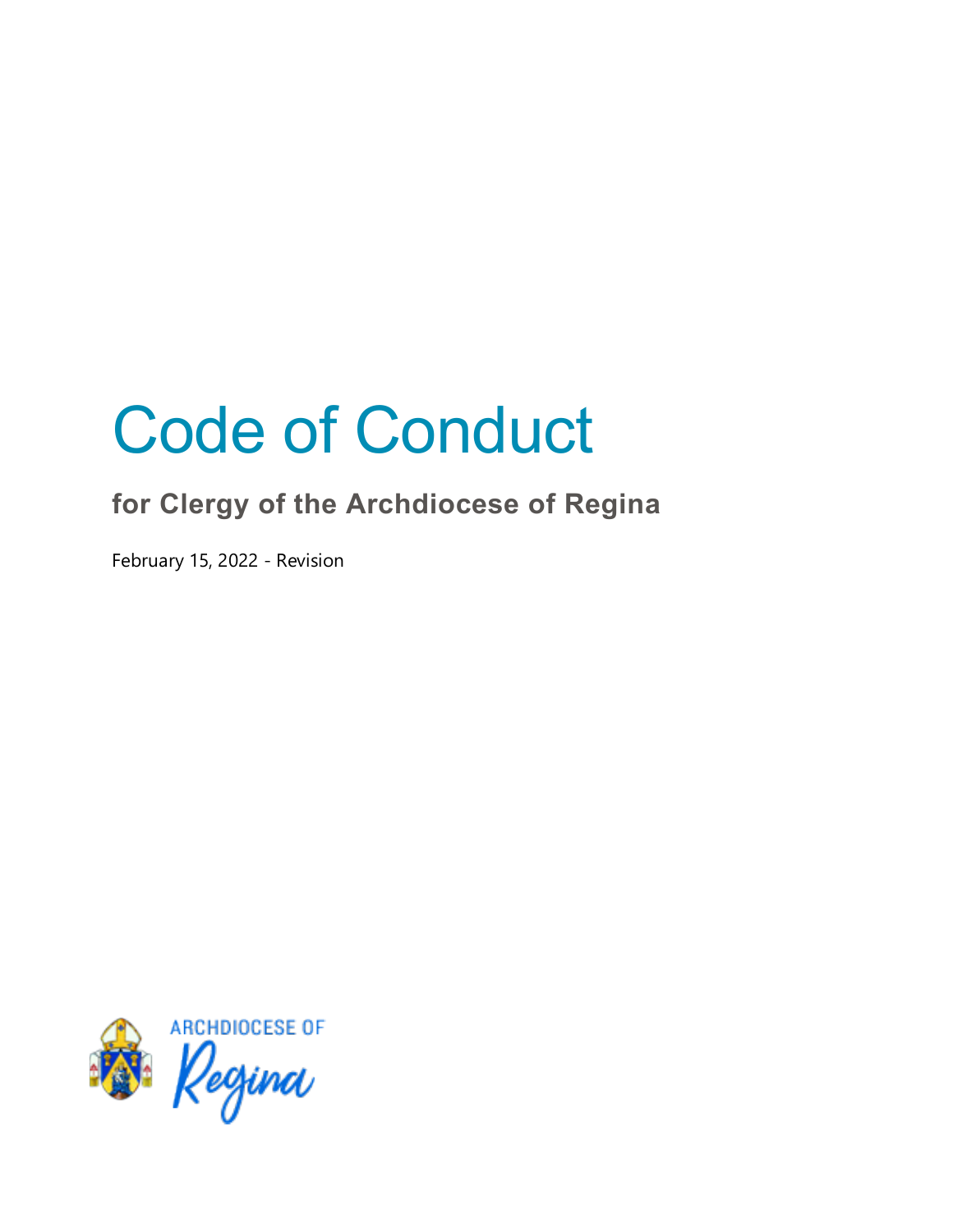# Code of Conduct

## for Clergy of the Archdiocese of Regina

February 15, 2022 - Revision

ARCHDIOCESE OF Regina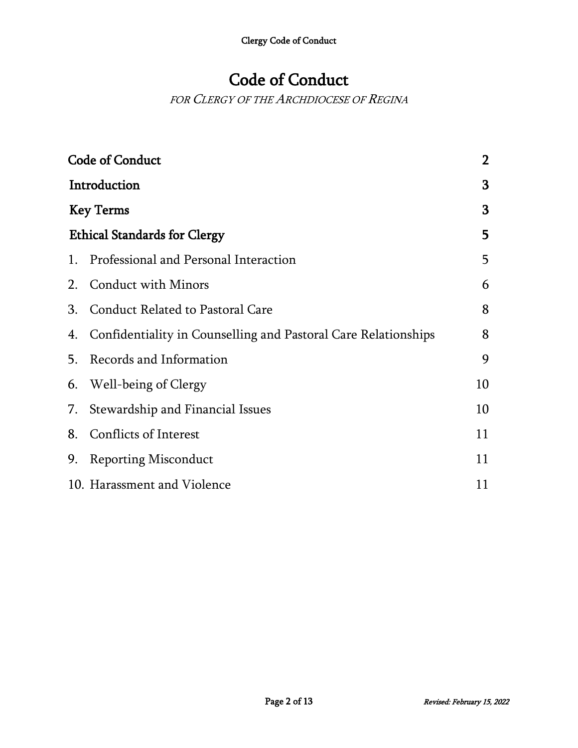# Code of Conduct

*FOR CLERGY OF THE ARCHDIOCESE OF REGINA*

| | |
|---|---|
| **Code of Conduct** | **2** |
| **Introduction** | **3** |
| **Key Terms** | **3** |
| **Ethical Standards for Clergy** | **5** |
| 1. Professional and Personal Interaction | 5 |
| 2. Conduct with Minors | 6 |
| 3. Conduct Related to Pastoral Care | 8 |
| 4. Confidentiality in Counselling and Pastoral Care Relationships | 8 |
| 5. Records and Information | 9 |
| 6. Well-being of Clergy | 10 |
| 7. Stewardship and Financial Issues | 10 |
| 8. Conflicts of Interest | 11 |
| 9. Reporting Misconduct | 11 |
| 10. Harassment and Violence | 11 |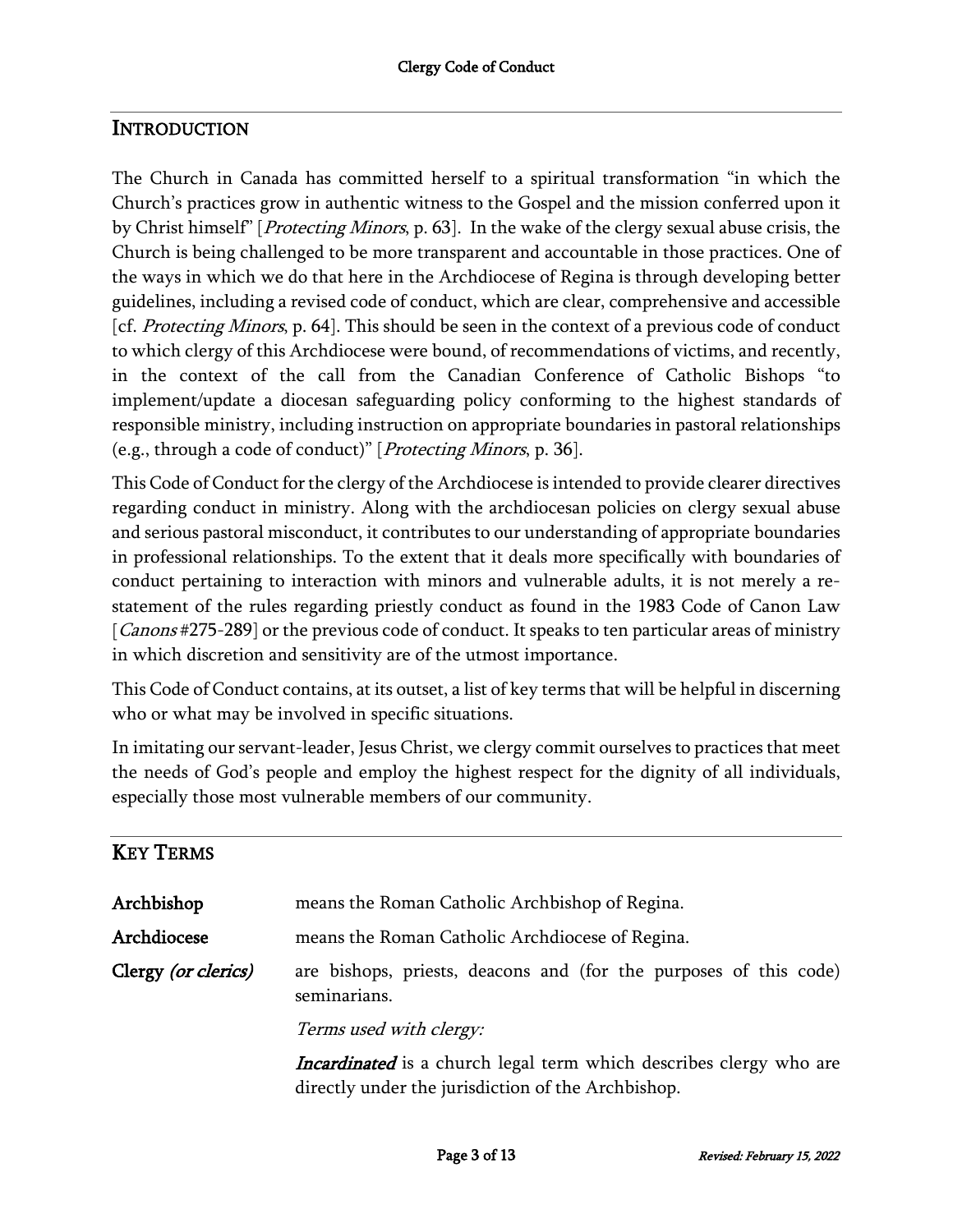## Introduction

The Church in Canada has committed herself to a spiritual transformation "in which the Church's practices grow in authentic witness to the Gospel and the mission conferred upon it by Christ himself" [*Protecting Minors*, p. 63]. In the wake of the clergy sexual abuse crisis, the Church is being challenged to be more transparent and accountable in those practices. One of the ways in which we do that here in the Archdiocese of Regina is through developing better guidelines, including a revised code of conduct, which are clear, comprehensive and accessible [cf. *Protecting Minors*, p. 64]. This should be seen in the context of a previous code of conduct to which clergy of this Archdiocese were bound, of recommendations of victims, and recently, in the context of the call from the Canadian Conference of Catholic Bishops "to implement/update a diocesan safeguarding policy conforming to the highest standards of responsible ministry, including instruction on appropriate boundaries in pastoral relationships (e.g., through a code of conduct)" [*Protecting Minors*, p. 36].

This Code of Conduct for the clergy of the Archdiocese is intended to provide clearer directives regarding conduct in ministry. Along with the archdiocesan policies on clergy sexual abuse and serious pastoral misconduct, it contributes to our understanding of appropriate boundaries in professional relationships. To the extent that it deals more specifically with boundaries of conduct pertaining to interaction with minors and vulnerable adults, it is not merely a re-statement of the rules regarding priestly conduct as found in the 1983 Code of Canon Law [*Canons* #275-289] or the previous code of conduct. It speaks to ten particular areas of ministry in which discretion and sensitivity are of the utmost importance.

This Code of Conduct contains, at its outset, a list of key terms that will be helpful in discerning who or what may be involved in specific situations.

In imitating our servant-leader, Jesus Christ, we clergy commit ourselves to practices that meet the needs of God's people and employ the highest respect for the dignity of all individuals, especially those most vulnerable members of our community.

## Key Terms

**Archbishop** means the Roman Catholic Archbishop of Regina.

**Archdiocese** means the Roman Catholic Archdiocese of Regina.

**Clergy** *(or clerics)* are bishops, priests, deacons and (for the purposes of this code) seminarians.

*Terms used with clergy:*

***Incardinated*** is a church legal term which describes clergy who are directly under the jurisdiction of the Archbishop.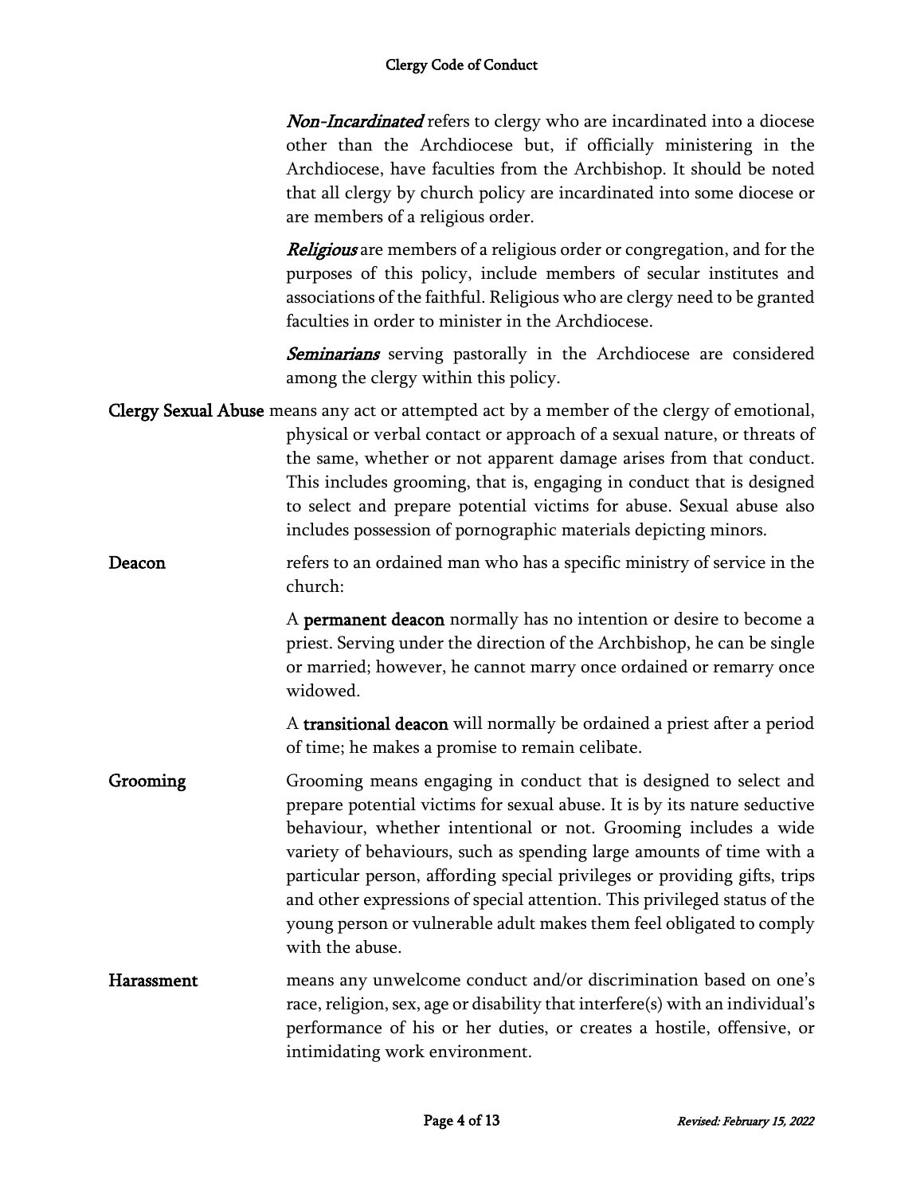***Non-Incardinated*** refers to clergy who are incardinated into a diocese other than the Archdiocese but, if officially ministering in the Archdiocese, have faculties from the Archbishop. It should be noted that all clergy by church policy are incardinated into some diocese or are members of a religious order.

***Religious*** are members of a religious order or congregation, and for the purposes of this policy, include members of secular institutes and associations of the faithful. Religious who are clergy need to be granted faculties in order to minister in the Archdiocese.

***Seminarians*** serving pastorally in the Archdiocese are considered among the clergy within this policy.

**Clergy Sexual Abuse** means any act or attempted act by a member of the clergy of emotional, physical or verbal contact or approach of a sexual nature, or threats of the same, whether or not apparent damage arises from that conduct. This includes grooming, that is, engaging in conduct that is designed to select and prepare potential victims for abuse. Sexual abuse also includes possession of pornographic materials depicting minors.

**Deacon** refers to an ordained man who has a specific ministry of service in the church:

A **permanent deacon** normally has no intention or desire to become a priest. Serving under the direction of the Archbishop, he can be single or married; however, he cannot marry once ordained or remarry once widowed.

A **transitional deacon** will normally be ordained a priest after a period of time; he makes a promise to remain celibate.

**Grooming** Grooming means engaging in conduct that is designed to select and prepare potential victims for sexual abuse. It is by its nature seductive behaviour, whether intentional or not. Grooming includes a wide variety of behaviours, such as spending large amounts of time with a particular person, affording special privileges or providing gifts, trips and other expressions of special attention. This privileged status of the young person or vulnerable adult makes them feel obligated to comply with the abuse.

**Harassment** means any unwelcome conduct and/or discrimination based on one's race, religion, sex, age or disability that interfere(s) with an individual's performance of his or her duties, or creates a hostile, offensive, or intimidating work environment.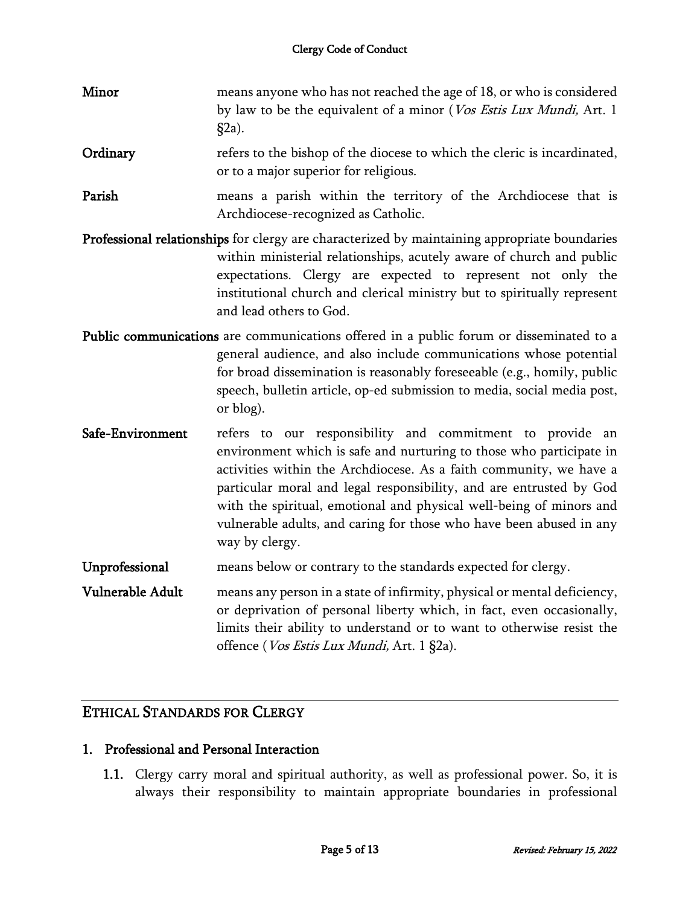**Minor** means anyone who has not reached the age of 18, or who is considered by law to be the equivalent of a minor (*Vos Estis Lux Mundi,* Art. 1 §2a).

**Ordinary** refers to the bishop of the diocese to which the cleric is incardinated, or to a major superior for religious.

**Parish** means a parish within the territory of the Archdiocese that is Archdiocese-recognized as Catholic.

**Professional relationships** for clergy are characterized by maintaining appropriate boundaries within ministerial relationships, acutely aware of church and public expectations. Clergy are expected to represent not only the institutional church and clerical ministry but to spiritually represent and lead others to God.

**Public communications** are communications offered in a public forum or disseminated to a general audience, and also include communications whose potential for broad dissemination is reasonably foreseeable (e.g., homily, public speech, bulletin article, op-ed submission to media, social media post, or blog).

**Safe-Environment** refers to our responsibility and commitment to provide an environment which is safe and nurturing to those who participate in activities within the Archdiocese. As a faith community, we have a particular moral and legal responsibility, and are entrusted by God with the spiritual, emotional and physical well-being of minors and vulnerable adults, and caring for those who have been abused in any way by clergy.

**Unprofessional** means below or contrary to the standards expected for clergy.

**Vulnerable Adult** means any person in a state of infirmity, physical or mental deficiency, or deprivation of personal liberty which, in fact, even occasionally, limits their ability to understand or to want to otherwise resist the offence (*Vos Estis Lux Mundi,* Art. 1 §2a).

## ETHICAL STANDARDS FOR CLERGY

### 1. Professional and Personal Interaction

**1.1.** Clergy carry moral and spiritual authority, as well as professional power. So, it is always their responsibility to maintain appropriate boundaries in professional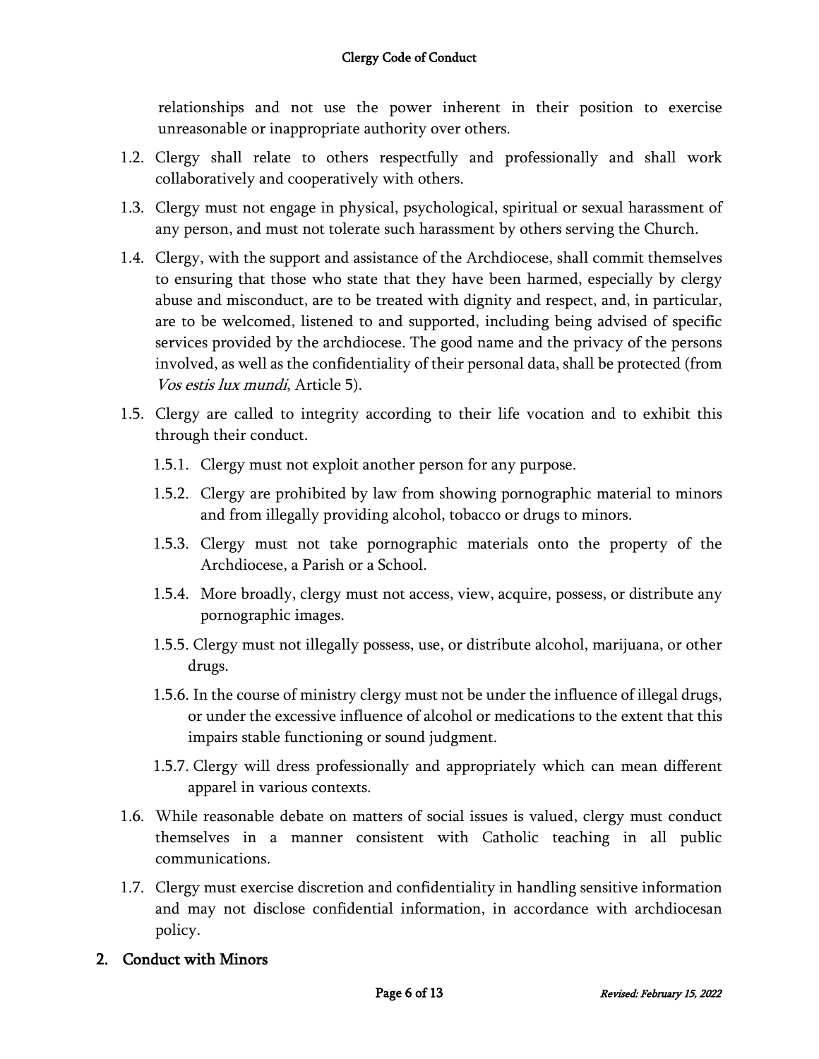relationships and not use the power inherent in their position to exercise unreasonable or inappropriate authority over others.

1.2. Clergy shall relate to others respectfully and professionally and shall work collaboratively and cooperatively with others.

1.3. Clergy must not engage in physical, psychological, spiritual or sexual harassment of any person, and must not tolerate such harassment by others serving the Church.

1.4. Clergy, with the support and assistance of the Archdiocese, shall commit themselves to ensuring that those who state that they have been harmed, especially by clergy abuse and misconduct, are to be treated with dignity and respect, and, in particular, are to be welcomed, listened to and supported, including being advised of specific services provided by the archdiocese. The good name and the privacy of the persons involved, as well as the confidentiality of their personal data, shall be protected (from *Vos estis lux mundi*, Article 5).

1.5. Clergy are called to integrity according to their life vocation and to exhibit this through their conduct.

   1.5.1. Clergy must not exploit another person for any purpose.

   1.5.2. Clergy are prohibited by law from showing pornographic material to minors and from illegally providing alcohol, tobacco or drugs to minors.

   1.5.3. Clergy must not take pornographic materials onto the property of the Archdiocese, a Parish or a School.

   1.5.4. More broadly, clergy must not access, view, acquire, possess, or distribute any pornographic images.

   1.5.5. Clergy must not illegally possess, use, or distribute alcohol, marijuana, or other drugs.

   1.5.6. In the course of ministry clergy must not be under the influence of illegal drugs, or under the excessive influence of alcohol or medications to the extent that this impairs stable functioning or sound judgment.

   1.5.7. Clergy will dress professionally and appropriately which can mean different apparel in various contexts.

1.6. While reasonable debate on matters of social issues is valued, clergy must conduct themselves in a manner consistent with Catholic teaching in all public communications.

1.7. Clergy must exercise discretion and confidentiality in handling sensitive information and may not disclose confidential information, in accordance with archdiocesan policy.

## 2. Conduct with Minors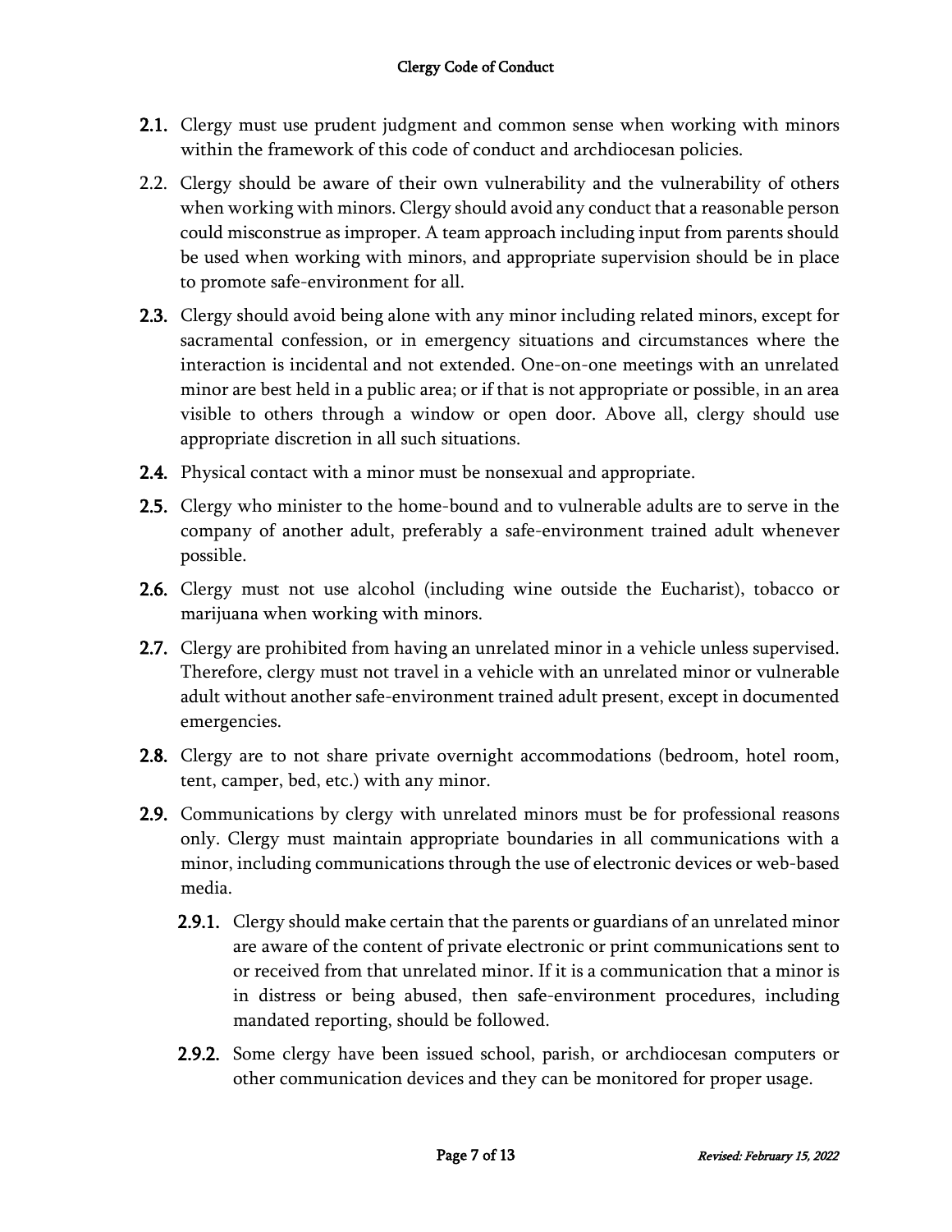**2.1.** Clergy must use prudent judgment and common sense when working with minors within the framework of this code of conduct and archdiocesan policies.

2.2. Clergy should be aware of their own vulnerability and the vulnerability of others when working with minors. Clergy should avoid any conduct that a reasonable person could misconstrue as improper. A team approach including input from parents should be used when working with minors, and appropriate supervision should be in place to promote safe-environment for all.

**2.3.** Clergy should avoid being alone with any minor including related minors, except for sacramental confession, or in emergency situations and circumstances where the interaction is incidental and not extended. One-on-one meetings with an unrelated minor are best held in a public area; or if that is not appropriate or possible, in an area visible to others through a window or open door. Above all, clergy should use appropriate discretion in all such situations.

**2.4.** Physical contact with a minor must be nonsexual and appropriate.

**2.5.** Clergy who minister to the home-bound and to vulnerable adults are to serve in the company of another adult, preferably a safe-environment trained adult whenever possible.

**2.6.** Clergy must not use alcohol (including wine outside the Eucharist), tobacco or marijuana when working with minors.

**2.7.** Clergy are prohibited from having an unrelated minor in a vehicle unless supervised. Therefore, clergy must not travel in a vehicle with an unrelated minor or vulnerable adult without another safe-environment trained adult present, except in documented emergencies.

**2.8.** Clergy are to not share private overnight accommodations (bedroom, hotel room, tent, camper, bed, etc.) with any minor.

**2.9.** Communications by clergy with unrelated minors must be for professional reasons only. Clergy must maintain appropriate boundaries in all communications with a minor, including communications through the use of electronic devices or web-based media.

- **2.9.1.** Clergy should make certain that the parents or guardians of an unrelated minor are aware of the content of private electronic or print communications sent to or received from that unrelated minor. If it is a communication that a minor is in distress or being abused, then safe-environment procedures, including mandated reporting, should be followed.

- **2.9.2.** Some clergy have been issued school, parish, or archdiocesan computers or other communication devices and they can be monitored for proper usage.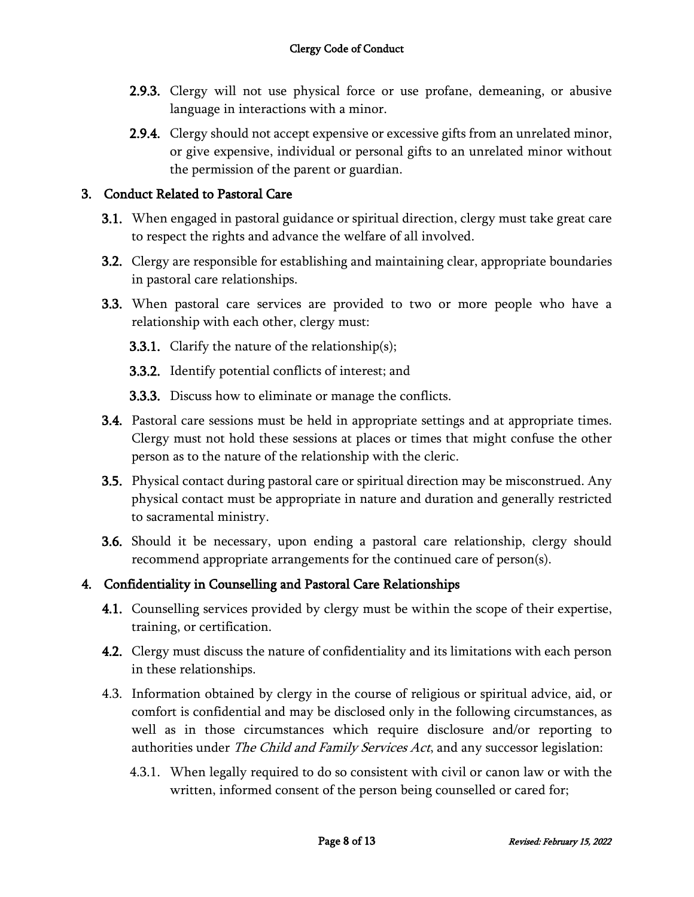**2.9.3.** Clergy will not use physical force or use profane, demeaning, or abusive language in interactions with a minor.

**2.9.4.** Clergy should not accept expensive or excessive gifts from an unrelated minor, or give expensive, individual or personal gifts to an unrelated minor without the permission of the parent or guardian.

## 3. Conduct Related to Pastoral Care

**3.1.** When engaged in pastoral guidance or spiritual direction, clergy must take great care to respect the rights and advance the welfare of all involved.

**3.2.** Clergy are responsible for establishing and maintaining clear, appropriate boundaries in pastoral care relationships.

**3.3.** When pastoral care services are provided to two or more people who have a relationship with each other, clergy must:

**3.3.1.** Clarify the nature of the relationship(s);

**3.3.2.** Identify potential conflicts of interest; and

**3.3.3.** Discuss how to eliminate or manage the conflicts.

**3.4.** Pastoral care sessions must be held in appropriate settings and at appropriate times. Clergy must not hold these sessions at places or times that might confuse the other person as to the nature of the relationship with the cleric.

**3.5.** Physical contact during pastoral care or spiritual direction may be misconstrued. Any physical contact must be appropriate in nature and duration and generally restricted to sacramental ministry.

**3.6.** Should it be necessary, upon ending a pastoral care relationship, clergy should recommend appropriate arrangements for the continued care of person(s).

## 4. Confidentiality in Counselling and Pastoral Care Relationships

**4.1.** Counselling services provided by clergy must be within the scope of their expertise, training, or certification.

**4.2.** Clergy must discuss the nature of confidentiality and its limitations with each person in these relationships.

4.3. Information obtained by clergy in the course of religious or spiritual advice, aid, or comfort is confidential and may be disclosed only in the following circumstances, as well as in those circumstances which require disclosure and/or reporting to authorities under *The Child and Family Services Act*, and any successor legislation:

4.3.1. When legally required to do so consistent with civil or canon law or with the written, informed consent of the person being counselled or cared for;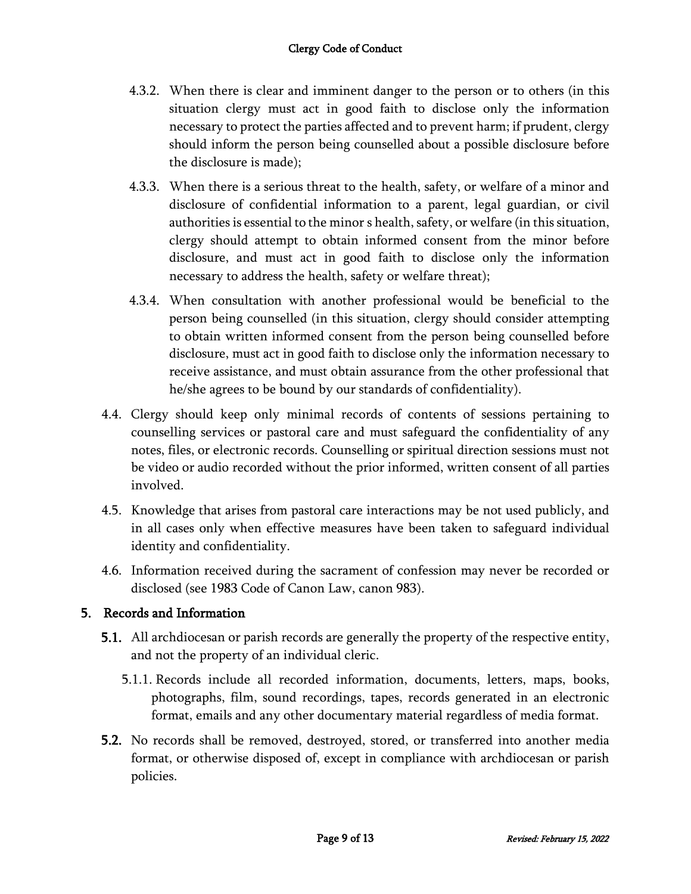4.3.2. When there is clear and imminent danger to the person or to others (in this situation clergy must act in good faith to disclose only the information necessary to protect the parties affected and to prevent harm; if prudent, clergy should inform the person being counselled about a possible disclosure before the disclosure is made);

4.3.3. When there is a serious threat to the health, safety, or welfare of a minor and disclosure of confidential information to a parent, legal guardian, or civil authorities is essential to the minor s health, safety, or welfare (in this situation, clergy should attempt to obtain informed consent from the minor before disclosure, and must act in good faith to disclose only the information necessary to address the health, safety or welfare threat);

4.3.4. When consultation with another professional would be beneficial to the person being counselled (in this situation, clergy should consider attempting to obtain written informed consent from the person being counselled before disclosure, must act in good faith to disclose only the information necessary to receive assistance, and must obtain assurance from the other professional that he/she agrees to be bound by our standards of confidentiality).

4.4. Clergy should keep only minimal records of contents of sessions pertaining to counselling services or pastoral care and must safeguard the confidentiality of any notes, files, or electronic records. Counselling or spiritual direction sessions must not be video or audio recorded without the prior informed, written consent of all parties involved.

4.5. Knowledge that arises from pastoral care interactions may be not used publicly, and in all cases only when effective measures have been taken to safeguard individual identity and confidentiality.

4.6. Information received during the sacrament of confession may never be recorded or disclosed (see 1983 Code of Canon Law, canon 983).

## 5. Records and Information

**5.1.** All archdiocesan or parish records are generally the property of the respective entity, and not the property of an individual cleric.

5.1.1. Records include all recorded information, documents, letters, maps, books, photographs, film, sound recordings, tapes, records generated in an electronic format, emails and any other documentary material regardless of media format.

**5.2.** No records shall be removed, destroyed, stored, or transferred into another media format, or otherwise disposed of, except in compliance with archdiocesan or parish policies.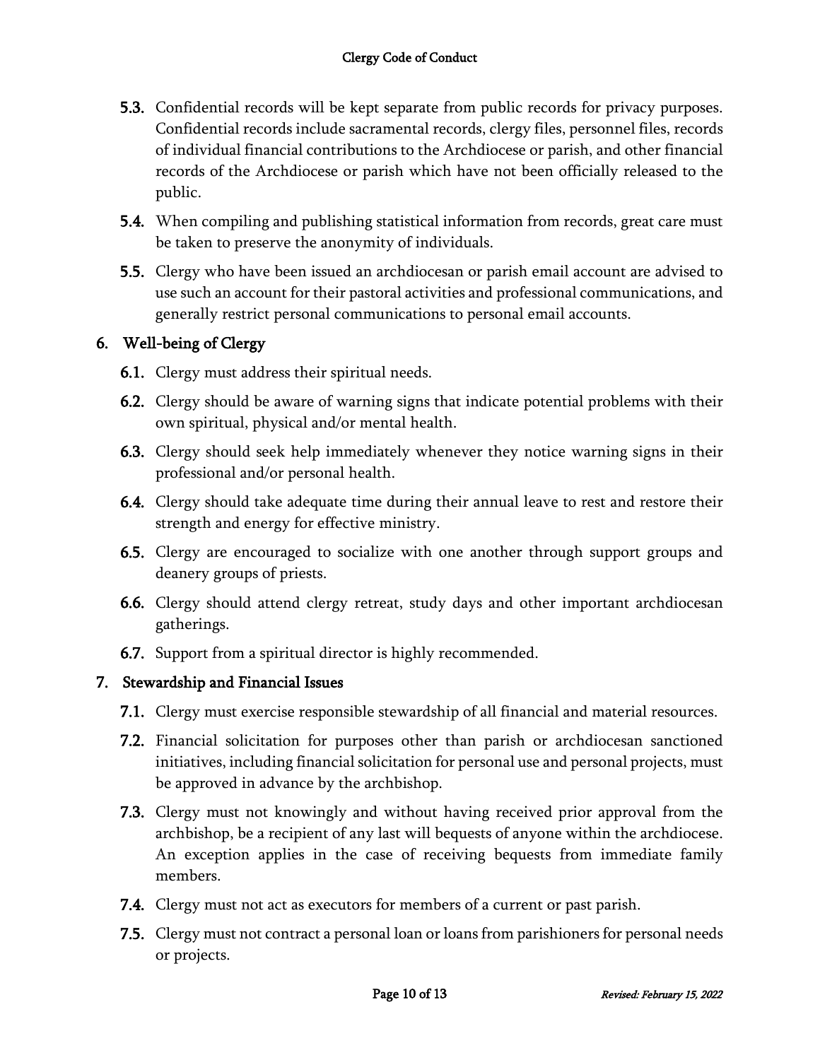**5.3.** Confidential records will be kept separate from public records for privacy purposes. Confidential records include sacramental records, clergy files, personnel files, records of individual financial contributions to the Archdiocese or parish, and other financial records of the Archdiocese or parish which have not been officially released to the public.

**5.4.** When compiling and publishing statistical information from records, great care must be taken to preserve the anonymity of individuals.

**5.5.** Clergy who have been issued an archdiocesan or parish email account are advised to use such an account for their pastoral activities and professional communications, and generally restrict personal communications to personal email accounts.

## 6. Well-being of Clergy

**6.1.** Clergy must address their spiritual needs.

**6.2.** Clergy should be aware of warning signs that indicate potential problems with their own spiritual, physical and/or mental health.

**6.3.** Clergy should seek help immediately whenever they notice warning signs in their professional and/or personal health.

**6.4.** Clergy should take adequate time during their annual leave to rest and restore their strength and energy for effective ministry.

**6.5.** Clergy are encouraged to socialize with one another through support groups and deanery groups of priests.

**6.6.** Clergy should attend clergy retreat, study days and other important archdiocesan gatherings.

**6.7.** Support from a spiritual director is highly recommended.

## 7. Stewardship and Financial Issues

**7.1.** Clergy must exercise responsible stewardship of all financial and material resources.

**7.2.** Financial solicitation for purposes other than parish or archdiocesan sanctioned initiatives, including financial solicitation for personal use and personal projects, must be approved in advance by the archbishop.

**7.3.** Clergy must not knowingly and without having received prior approval from the archbishop, be a recipient of any last will bequests of anyone within the archdiocese. An exception applies in the case of receiving bequests from immediate family members.

**7.4.** Clergy must not act as executors for members of a current or past parish.

**7.5.** Clergy must not contract a personal loan or loans from parishioners for personal needs or projects.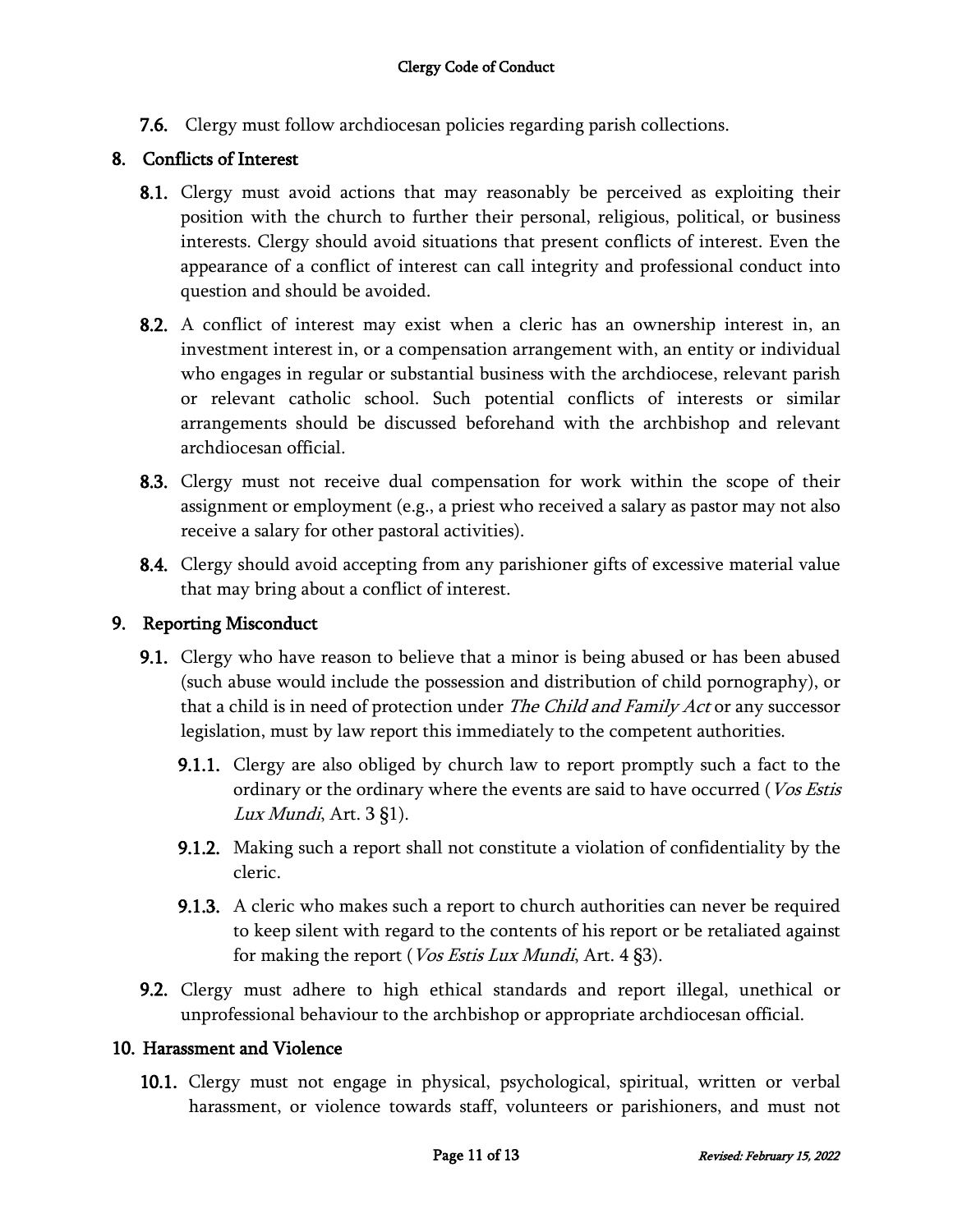**7.6.** Clergy must follow archdiocesan policies regarding parish collections.

## 8. Conflicts of Interest

**8.1.** Clergy must avoid actions that may reasonably be perceived as exploiting their position with the church to further their personal, religious, political, or business interests. Clergy should avoid situations that present conflicts of interest. Even the appearance of a conflict of interest can call integrity and professional conduct into question and should be avoided.

**8.2.** A conflict of interest may exist when a cleric has an ownership interest in, an investment interest in, or a compensation arrangement with, an entity or individual who engages in regular or substantial business with the archdiocese, relevant parish or relevant catholic school. Such potential conflicts of interests or similar arrangements should be discussed beforehand with the archbishop and relevant archdiocesan official.

**8.3.** Clergy must not receive dual compensation for work within the scope of their assignment or employment (e.g., a priest who received a salary as pastor may not also receive a salary for other pastoral activities).

**8.4.** Clergy should avoid accepting from any parishioner gifts of excessive material value that may bring about a conflict of interest.

## 9. Reporting Misconduct

**9.1.** Clergy who have reason to believe that a minor is being abused or has been abused (such abuse would include the possession and distribution of child pornography), or that a child is in need of protection under *The Child and Family Act* or any successor legislation, must by law report this immediately to the competent authorities.

**9.1.1.** Clergy are also obliged by church law to report promptly such a fact to the ordinary or the ordinary where the events are said to have occurred (*Vos Estis Lux Mundi*, Art. 3 §1).

**9.1.2.** Making such a report shall not constitute a violation of confidentiality by the cleric.

**9.1.3.** A cleric who makes such a report to church authorities can never be required to keep silent with regard to the contents of his report or be retaliated against for making the report (*Vos Estis Lux Mundi*, Art. 4 §3).

**9.2.** Clergy must adhere to high ethical standards and report illegal, unethical or unprofessional behaviour to the archbishop or appropriate archdiocesan official.

## 10. Harassment and Violence

**10.1.** Clergy must not engage in physical, psychological, spiritual, written or verbal harassment, or violence towards staff, volunteers or parishioners, and must not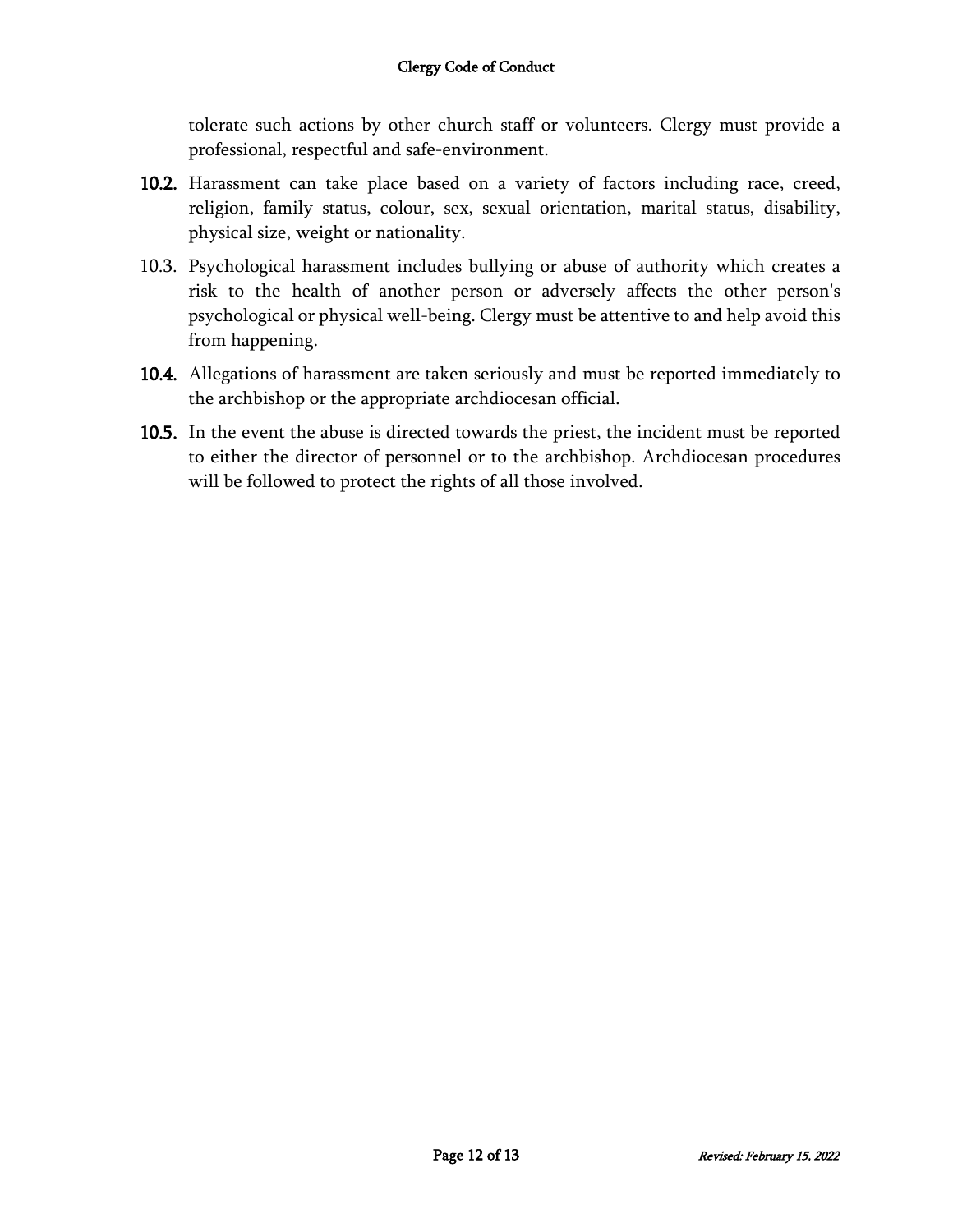tolerate such actions by other church staff or volunteers. Clergy must provide a professional, respectful and safe-environment.

**10.2.** Harassment can take place based on a variety of factors including race, creed, religion, family status, colour, sex, sexual orientation, marital status, disability, physical size, weight or nationality.

10.3. Psychological harassment includes bullying or abuse of authority which creates a risk to the health of another person or adversely affects the other person's psychological or physical well-being. Clergy must be attentive to and help avoid this from happening.

**10.4.** Allegations of harassment are taken seriously and must be reported immediately to the archbishop or the appropriate archdiocesan official.

**10.5.** In the event the abuse is directed towards the priest, the incident must be reported to either the director of personnel or to the archbishop. Archdiocesan procedures will be followed to protect the rights of all those involved.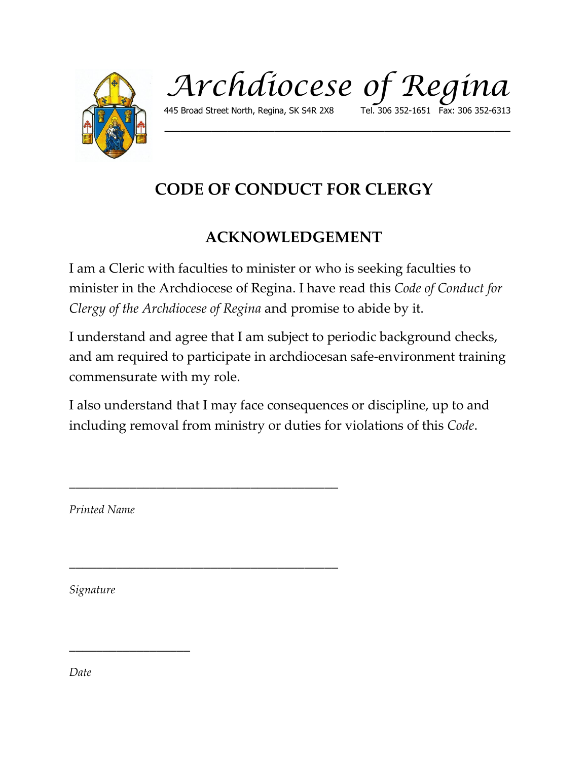# Archdiocese of Regina

445 Broad Street North, Regina, SK S4R 2X8 Tel. 306 352-1651 Fax: 306 352-6313

## CODE OF CONDUCT FOR CLERGY

## ACKNOWLEDGEMENT

I am a Cleric with faculties to minister or who is seeking faculties to minister in the Archdiocese of Regina. I have read this *Code of Conduct for Clergy of the Archdiocese of Regina* and promise to abide by it.

I understand and agree that I am subject to periodic background checks, and am required to participate in archdiocesan safe-environment training commensurate with my role.

I also understand that I may face consequences or discipline, up to and including removal from ministry or duties for violations of this *Code*.

\_\_\_\_\_\_\_\_\_\_\_\_\_\_\_\_\_\_\_\_\_\_\_\_\_\_\_\_\_\_\_\_\_\_\_\_\_\_\_\_

*Printed Name*

\_\_\_\_\_\_\_\_\_\_\_\_\_\_\_\_\_\_\_\_\_\_\_\_\_\_\_\_\_\_\_\_\_\_\_\_\_\_\_\_

*Signature*

\_\_\_\_\_\_\_\_\_\_\_\_\_\_\_\_\_\_

*Date*